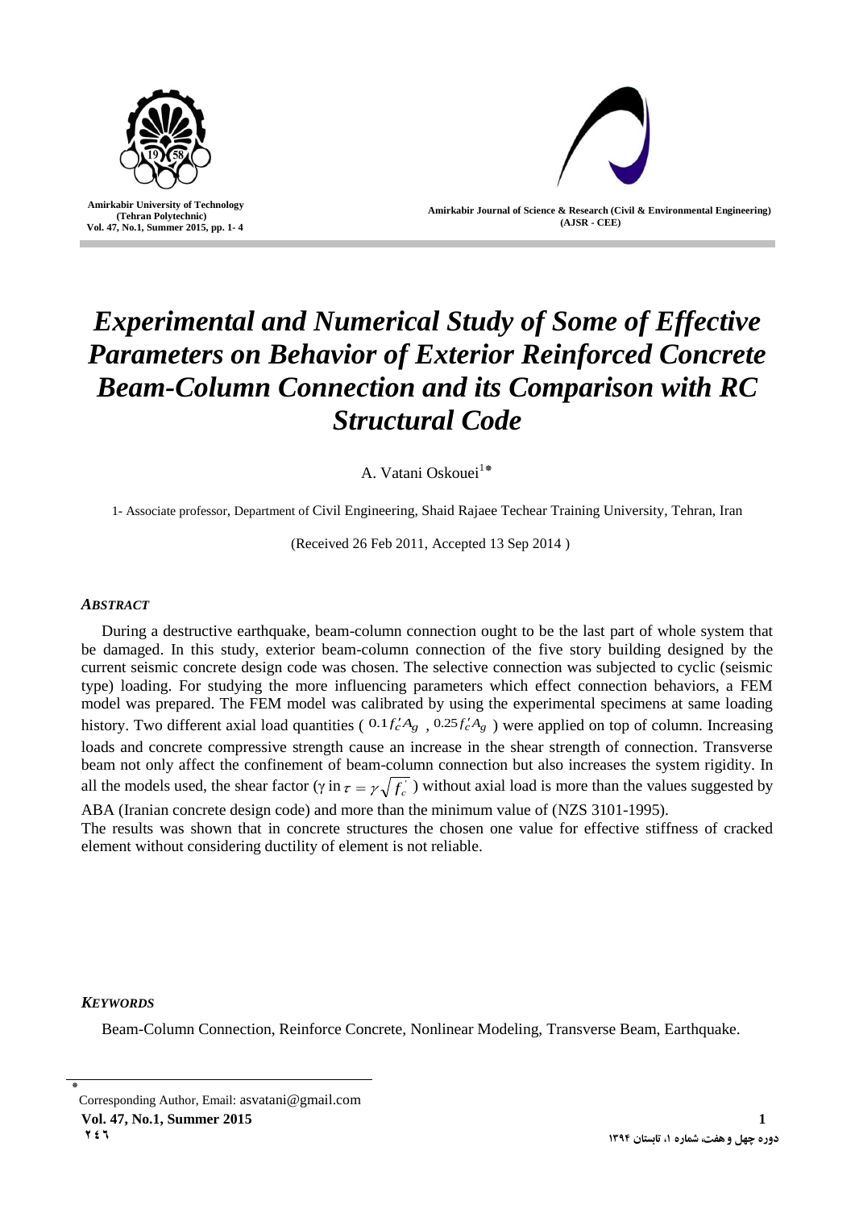# *Experimental and Numerical Study of Some of Effective Parameters on Behavior of Exterior Reinforced Concrete Beam-Column Connection and its Comparison with RC Structural Code*

A. Vatani Oskouei[1*]

1- Associate professor, Department of Civil Engineering, Shaid Rajaee Techear Training University, Tehran, Iran

(Received 26 Feb 2011, Accepted 13 Sep 2014 )

### *ABSTRACT*

During a destructive earthquake, beam-column connection ought to be the last part of whole system that be damaged. In this study, exterior beam-column connection of the five story building designed by the current seismic concrete design code was chosen. The selective connection was subjected to cyclic (seismic type) loading. For studying the more influencing parameters which effect connection behaviors, a FEM model was prepared. The FEM model was calibrated by using the experimental specimens at same loading history. Two different axial load quantities ( $0.1 f_c' A_g$ , $0.25 f_c' A_g$ ) were applied on top of column. Increasing loads and concrete compressive strength cause an increase in the shear strength of connection. Transverse beam not only affect the confinement of beam-column connection but also increases the system rigidity. In all the models used, the shear factor (γ in $\tau = \gamma \sqrt{f_c'}$ ) without axial load is more than the values suggested by ABA (Iranian concrete design code) and more than the minimum value of (NZS 3101-1995).

The results was shown that in concrete structures the chosen one value for effective stiffness of cracked element without considering ductility of element is not reliable.

### *KEYWORDS*

Beam-Column Connection, Reinforce Concrete, Nonlinear Modeling, Transverse Beam, Earthquake.

---

[*] Corresponding Author, Email: asvatani@gmail.com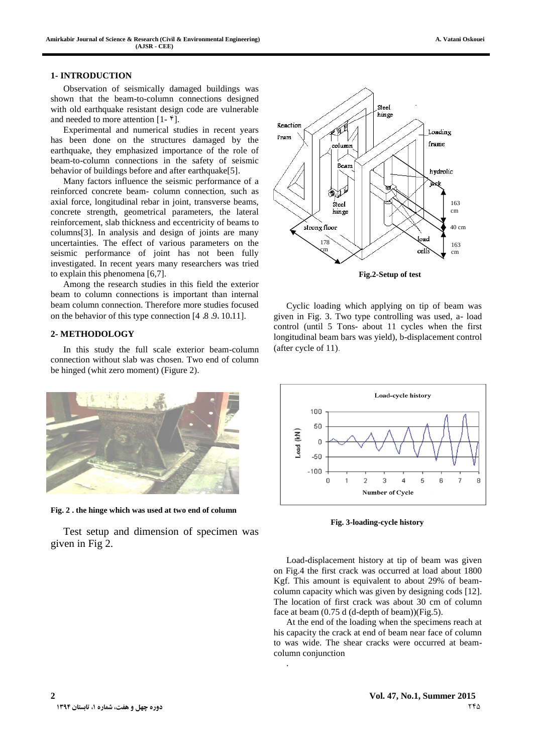## 1- INTRODUCTION

Observation of seismically damaged buildings was shown that the beam-to-column connections designed with old earthquake resistant design code are vulnerable and needed to more attention [1- ۴].

Experimental and numerical studies in recent years has been done on the structures damaged by the earthquake, they emphasized importance of the role of beam-to-column connections in the safety of seismic behavior of buildings before and after earthquake[5].

Many factors influence the seismic performance of a reinforced concrete beam- column connection, such as axial force, longitudinal rebar in joint, transverse beams, concrete strength, geometrical parameters, the lateral reinforcement, slab thickness and eccentricity of beams to columns[3]. In analysis and design of joints are many uncertainties. The effect of various parameters on the seismic performance of joint has not been fully investigated. In recent years many researchers was tried to explain this phenomena [6,7].

Among the research studies in this field the exterior beam to column connections is important than internal beam column connection. Therefore more studies focused on the behavior of this type connection [4 .8 .9. 10.11].

## 2- METHODOLOGY

In this study the full scale exterior beam-column connection without slab was chosen. Two end of column be hinged (whit zero moment) (Figure 2).

**Fig. 2 . the hinge which was used at two end of column**

Test setup and dimension of specimen was given in Fig 2.

**Fig.2-Setup of test**

Cyclic loading which applying on tip of beam was given in Fig. 3. Two type controlling was used, a- load control (until 5 Tons- about 11 cycles when the first longitudinal beam bars was yield), b-displacement control (after cycle of 11).

**Fig. 3-loading-cycle history**

Load-displacement history at tip of beam was given on Fig.4 the first crack was occurred at load about 1800 Kgf. This amount is equivalent to about 29% of beam-column capacity which was given by designing cods [12]. The location of first crack was about 30 cm of column face at beam (0.75 d (d-depth of beam))(Fig.5).

At the end of the loading when the specimens reach at his capacity the crack at end of beam near face of column to was wide. The shear cracks were occurred at beam-column conjunction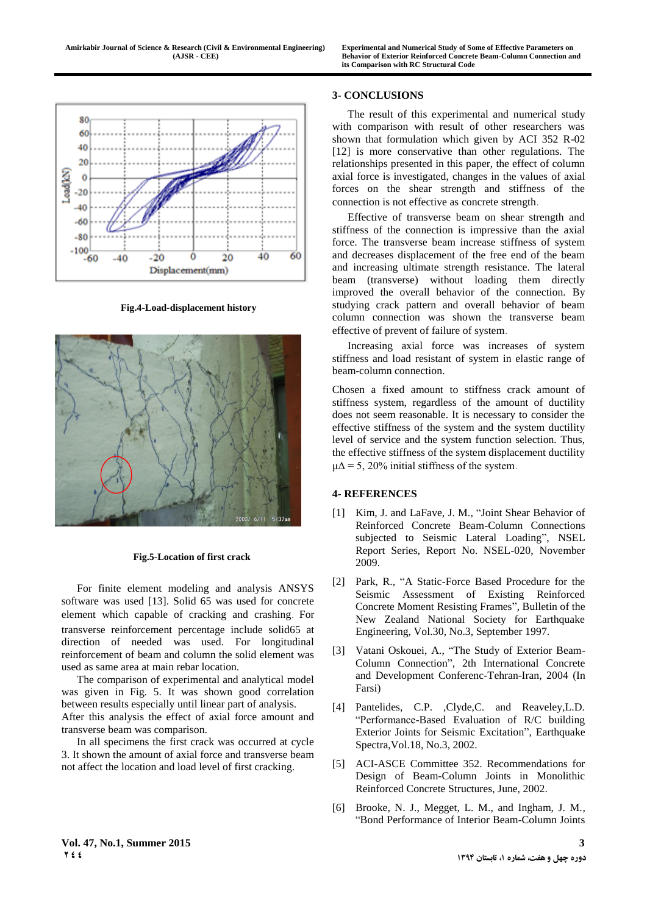Fig.4-Load-displacement history

Fig.5-Location of first crack

For finite element modeling and analysis ANSYS software was used [13]. Solid 65 was used for concrete element which capable of cracking and crashing. For transverse reinforcement percentage include solid65 at direction of needed was used. For longitudinal reinforcement of beam and column the solid element was used as same area at main rebar location.

The comparison of experimental and analytical model was given in Fig. 5. It was shown good correlation between results especially until linear part of analysis. After this analysis the effect of axial force amount and transverse beam was comparison.

In all specimens the first crack was occurred at cycle 3. It shown the amount of axial force and transverse beam not affect the location and load level of first cracking.

## 3- CONCLUSIONS

The result of this experimental and numerical study with comparison with result of other researchers was shown that formulation which given by ACI 352 R-02 [12] is more conservative than other regulations. The relationships presented in this paper, the effect of column axial force is investigated, changes in the values of axial forces on the shear strength and stiffness of the connection is not effective as concrete strength.

Effective of transverse beam on shear strength and stiffness of the connection is impressive than the axial force. The transverse beam increase stiffness of system and decreases displacement of the free end of the beam and increasing ultimate strength resistance. The lateral beam (transverse) without loading them directly improved the overall behavior of the connection. By studying crack pattern and overall behavior of beam column connection was shown the transverse beam effective of prevent of failure of system.

Increasing axial force was increases of system stiffness and load resistant of system in elastic range of beam-column connection.

Chosen a fixed amount to stiffness crack amount of stiffness system, regardless of the amount of ductility does not seem reasonable. It is necessary to consider the effective stiffness of the system and the system ductility level of service and the system function selection. Thus, the effective stiffness of the system displacement ductility $\mu\Delta = 5$, 20% initial stiffness of the system.

## 4- REFERENCES

[1] Kim, J. and LaFave, J. M., "Joint Shear Behavior of Reinforced Concrete Beam-Column Connections subjected to Seismic Lateral Loading", NSEL Report Series, Report No. NSEL-020, November 2009.

[2] Park, R., "A Static-Force Based Procedure for the Seismic Assessment of Existing Reinforced Concrete Moment Resisting Frames", Bulletin of the New Zealand National Society for Earthquake Engineering, Vol.30, No.3, September 1997.

[3] Vatani Oskouei, A., "The Study of Exterior Beam-Column Connection", 2th International Concrete and Development Conferenc-Tehran-Iran, 2004 (In Farsi)

[4] Pantelides, C.P. ,Clyde,C. and Reaveley,L.D. "Performance-Based Evaluation of R/C building Exterior Joints for Seismic Excitation", Earthquake Spectra,Vol.18, No.3, 2002.

[5] ACI-ASCE Committee 352. Recommendations for Design of Beam-Column Joints in Monolithic Reinforced Concrete Structures, June, 2002.

[6] Brooke, N. J., Megget, L. M., and Ingham, J. M., "Bond Performance of Interior Beam-Column Joints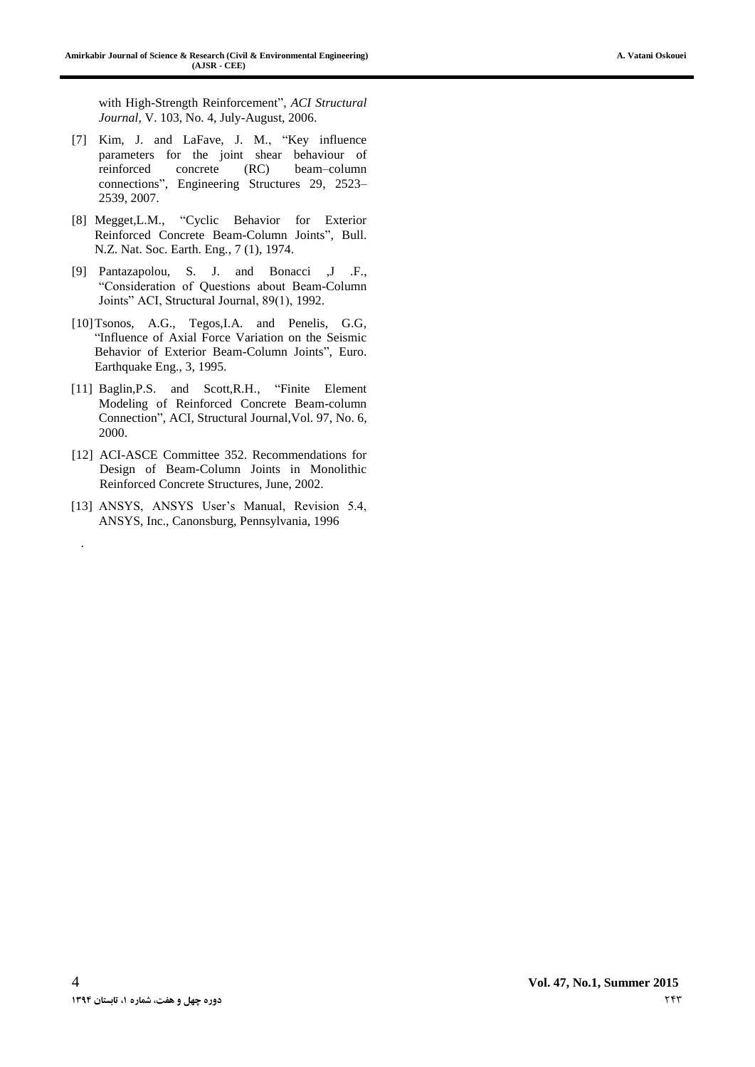with High-Strength Reinforcement", *ACI Structural Journal*, V. 103, No. 4, July-August, 2006.

[7] Kim, J. and LaFave, J. M., "Key influence parameters for the joint shear behaviour of reinforced concrete (RC) beam–column connections", Engineering Structures 29, 2523–2539, 2007.

[8] Megget,L.M., "Cyclic Behavior for Exterior Reinforced Concrete Beam-Column Joints", Bull. N.Z. Nat. Soc. Earth. Eng., 7 (1), 1974.

[9] Pantazapolou, S. J. and Bonacci ,J .F., "Consideration of Questions about Beam-Column Joints" ACI, Structural Journal, 89(1), 1992.

[10] Tsonos, A.G., Tegos,I.A. and Penelis, G.G, "Influence of Axial Force Variation on the Seismic Behavior of Exterior Beam-Column Joints", Euro. Earthquake Eng., 3, 1995.

[11] Baglin,P.S. and Scott,R.H., "Finite Element Modeling of Reinforced Concrete Beam-column Connection", ACI, Structural Journal,Vol. 97, No. 6, 2000.

[12] ACI-ASCE Committee 352. Recommendations for Design of Beam-Column Joints in Monolithic Reinforced Concrete Structures, June, 2002.

[13] ANSYS, ANSYS User's Manual, Revision 5.4, ANSYS, Inc., Canonsburg, Pennsylvania, 1996